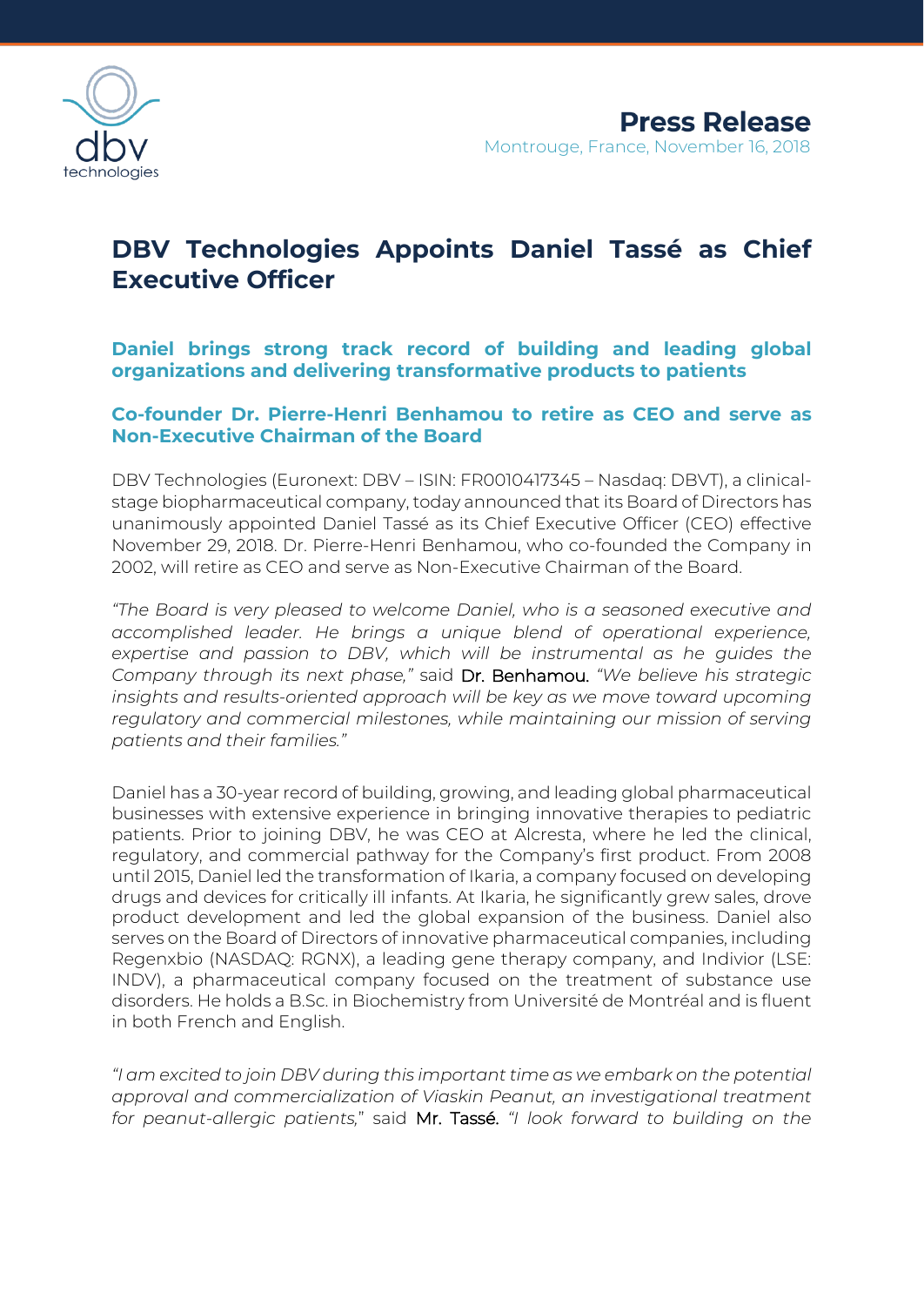**Press Release**

Montrouge, France, November 16, 2018

# DBV Technologies Appoints Daniel Tassé as Chief Executive Officer

## Daniel brings strong track record of building and leading global organizations and delivering transformative products to patients

## Co-founder Dr. Pierre-Henri Benhamou to retire as CEO and serve as Non-Executive Chairman of the Board

DBV Technologies (Euronext: DBV – ISIN: FR0010417345 – Nasdaq: DBVT), a clinical-stage biopharmaceutical company, today announced that its Board of Directors has unanimously appointed Daniel Tassé as its Chief Executive Officer (CEO) effective November 29, 2018. Dr. Pierre-Henri Benhamou, who co-founded the Company in 2002, will retire as CEO and serve as Non-Executive Chairman of the Board.

*"The Board is very pleased to welcome Daniel, who is a seasoned executive and accomplished leader. He brings a unique blend of operational experience, expertise and passion to DBV, which will be instrumental as he guides the Company through its next phase,"* said Dr. Benhamou. *"We believe his strategic insights and results-oriented approach will be key as we move toward upcoming regulatory and commercial milestones, while maintaining our mission of serving patients and their families."*

Daniel has a 30-year record of building, growing, and leading global pharmaceutical businesses with extensive experience in bringing innovative therapies to pediatric patients. Prior to joining DBV, he was CEO at Alcresta, where he led the clinical, regulatory, and commercial pathway for the Company's first product. From 2008 until 2015, Daniel led the transformation of Ikaria, a company focused on developing drugs and devices for critically ill infants. At Ikaria, he significantly grew sales, drove product development and led the global expansion of the business. Daniel also serves on the Board of Directors of innovative pharmaceutical companies, including Regenxbio (NASDAQ: RGNX), a leading gene therapy company, and Indivior (LSE: INDV), a pharmaceutical company focused on the treatment of substance use disorders. He holds a B.Sc. in Biochemistry from Université de Montréal and is fluent in both French and English.

*"I am excited to join DBV during this important time as we embark on the potential approval and commercialization of Viaskin Peanut, an investigational treatment for peanut-allergic patients,"* said Mr. Tassé. *"I look forward to building on the*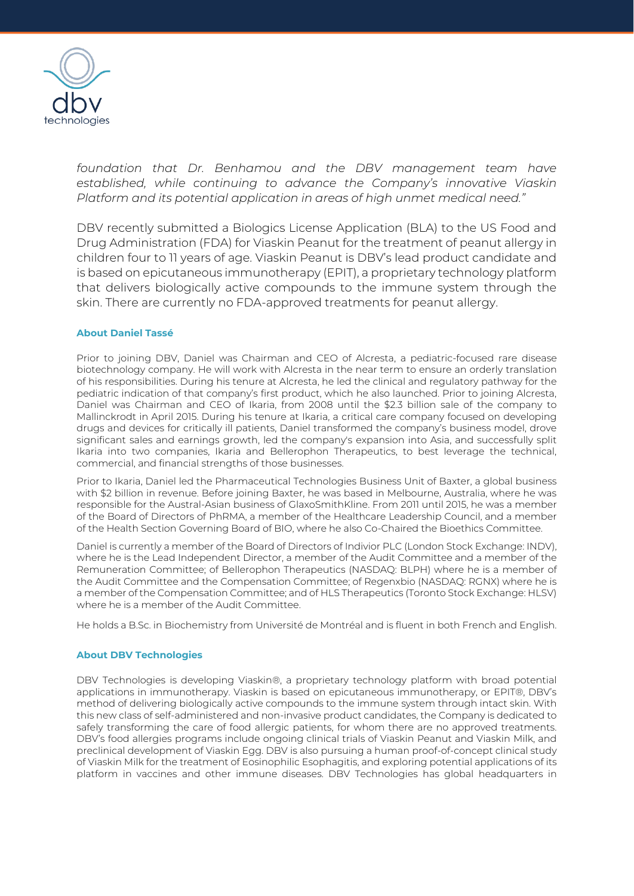*foundation that Dr. Benhamou and the DBV management team have established, while continuing to advance the Company's innovative Viaskin Platform and its potential application in areas of high unmet medical need."*

DBV recently submitted a Biologics License Application (BLA) to the US Food and Drug Administration (FDA) for Viaskin Peanut for the treatment of peanut allergy in children four to 11 years of age. Viaskin Peanut is DBV's lead product candidate and is based on epicutaneous immunotherapy (EPIT), a proprietary technology platform that delivers biologically active compounds to the immune system through the skin. There are currently no FDA-approved treatments for peanut allergy.

### About Daniel Tassé

Prior to joining DBV, Daniel was Chairman and CEO of Alcresta, a pediatric-focused rare disease biotechnology company. He will work with Alcresta in the near term to ensure an orderly translation of his responsibilities. During his tenure at Alcresta, he led the clinical and regulatory pathway for the pediatric indication of that company's first product, which he also launched. Prior to joining Alcresta, Daniel was Chairman and CEO of Ikaria, from 2008 until the $2.3 billion sale of the company to Mallinckrodt in April 2015. During his tenure at Ikaria, a critical care company focused on developing drugs and devices for critically ill patients, Daniel transformed the company's business model, drove significant sales and earnings growth, led the company's expansion into Asia, and successfully split Ikaria into two companies, Ikaria and Bellerophon Therapeutics, to best leverage the technical, commercial, and financial strengths of those businesses.

Prior to Ikaria, Daniel led the Pharmaceutical Technologies Business Unit of Baxter, a global business with $2 billion in revenue. Before joining Baxter, he was based in Melbourne, Australia, where he was responsible for the Austral-Asian business of GlaxoSmithKline. From 2011 until 2015, he was a member of the Board of Directors of PhRMA, a member of the Healthcare Leadership Council, and a member of the Health Section Governing Board of BIO, where he also Co-Chaired the Bioethics Committee.

Daniel is currently a member of the Board of Directors of Indivior PLC (London Stock Exchange: INDV), where he is the Lead Independent Director, a member of the Audit Committee and a member of the Remuneration Committee; of Bellerophon Therapeutics (NASDAQ: BLPH) where he is a member of the Audit Committee and the Compensation Committee; of Regenxbio (NASDAQ: RGNX) where he is a member of the Compensation Committee; and of HLS Therapeutics (Toronto Stock Exchange: HLSV) where he is a member of the Audit Committee.

He holds a B.Sc. in Biochemistry from Université de Montréal and is fluent in both French and English.

### About DBV Technologies

DBV Technologies is developing Viaskin®, a proprietary technology platform with broad potential applications in immunotherapy. Viaskin is based on epicutaneous immunotherapy, or EPIT®, DBV's method of delivering biologically active compounds to the immune system through intact skin. With this new class of self-administered and non-invasive product candidates, the Company is dedicated to safely transforming the care of food allergic patients, for whom there are no approved treatments. DBV's food allergies programs include ongoing clinical trials of Viaskin Peanut and Viaskin Milk, and preclinical development of Viaskin Egg. DBV is also pursuing a human proof-of-concept clinical study of Viaskin Milk for the treatment of Eosinophilic Esophagitis, and exploring potential applications of its platform in vaccines and other immune diseases. DBV Technologies has global headquarters in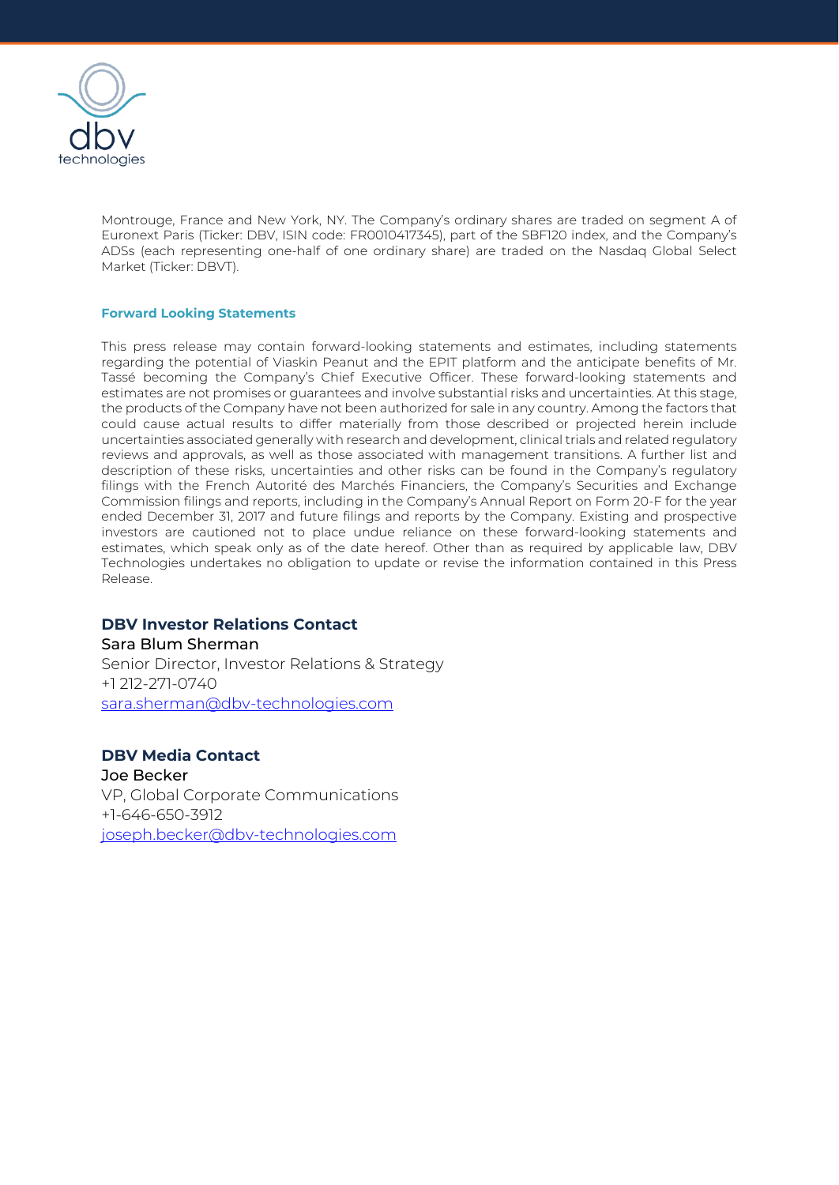Montrouge, France and New York, NY. The Company's ordinary shares are traded on segment A of Euronext Paris (Ticker: DBV, ISIN code: FR0010417345), part of the SBF120 index, and the Company's ADSs (each representing one-half of one ordinary share) are traded on the Nasdaq Global Select Market (Ticker: DBVT).

#### Forward Looking Statements

This press release may contain forward-looking statements and estimates, including statements regarding the potential of Viaskin Peanut and the EPIT platform and the anticipate benefits of Mr. Tassé becoming the Company's Chief Executive Officer. These forward-looking statements and estimates are not promises or guarantees and involve substantial risks and uncertainties. At this stage, the products of the Company have not been authorized for sale in any country. Among the factors that could cause actual results to differ materially from those described or projected herein include uncertainties associated generally with research and development, clinical trials and related regulatory reviews and approvals, as well as those associated with management transitions. A further list and description of these risks, uncertainties and other risks can be found in the Company's regulatory filings with the French Autorité des Marchés Financiers, the Company's Securities and Exchange Commission filings and reports, including in the Company's Annual Report on Form 20-F for the year ended December 31, 2017 and future filings and reports by the Company. Existing and prospective investors are cautioned not to place undue reliance on these forward-looking statements and estimates, which speak only as of the date hereof. Other than as required by applicable law, DBV Technologies undertakes no obligation to update or revise the information contained in this Press Release.

### DBV Investor Relations Contact

Sara Blum Sherman
Senior Director, Investor Relations & Strategy
+1 212-271-0740
sara.sherman@dbv-technologies.com

### DBV Media Contact

Joe Becker
VP, Global Corporate Communications
+1-646-650-3912
joseph.becker@dbv-technologies.com